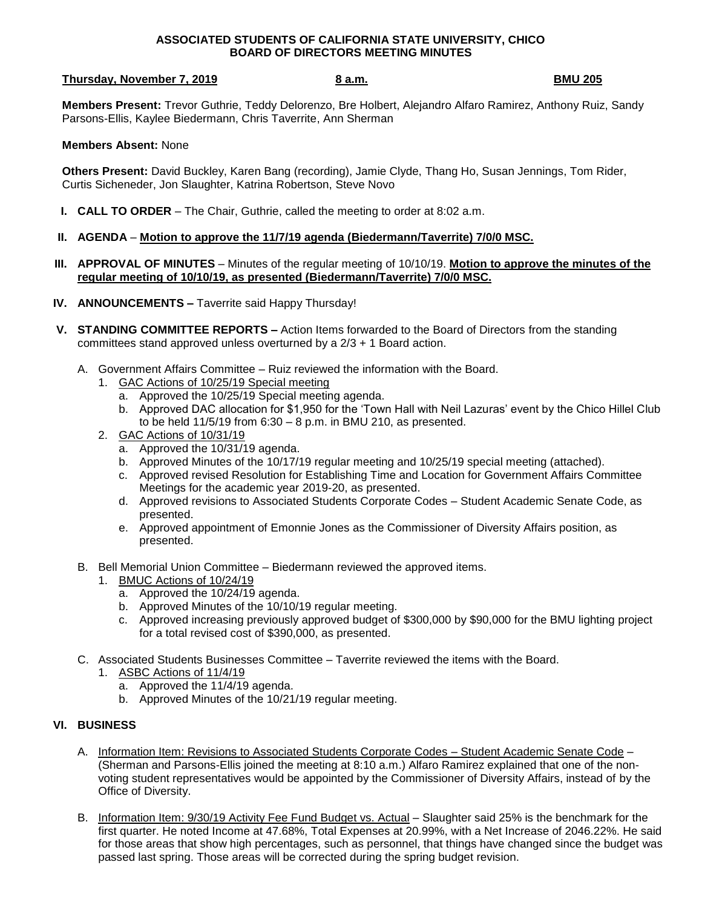**ASSOCIATED STUDENTS OF CALIFORNIA STATE UNIVERSITY, CHICO**
**BOARD OF DIRECTORS MEETING MINUTES**

**Thursday, November 7, 2019** **8 a.m.** **BMU 205**

**Members Present:** Trevor Guthrie, Teddy Delorenzo, Bre Holbert, Alejandro Alfaro Ramirez, Anthony Ruiz, Sandy Parsons-Ellis, Kaylee Biedermann, Chris Taverrite, Ann Sherman

**Members Absent:** None

**Others Present:** David Buckley, Karen Bang (recording), Jamie Clyde, Thang Ho, Susan Jennings, Tom Rider, Curtis Sicheneder, Jon Slaughter, Katrina Robertson, Steve Novo

**I. CALL TO ORDER** – The Chair, Guthrie, called the meeting to order at 8:02 a.m.

**II. AGENDA** – **Motion to approve the 11/7/19 agenda (Biedermann/Taverrite) 7/0/0 MSC.**

**III. APPROVAL OF MINUTES** – Minutes of the regular meeting of 10/10/19. **Motion to approve the minutes of the regular meeting of 10/10/19, as presented (Biedermann/Taverrite) 7/0/0 MSC.**

**IV. ANNOUNCEMENTS –** Taverrite said Happy Thursday!

**V. STANDING COMMITTEE REPORTS –** Action Items forwarded to the Board of Directors from the standing committees stand approved unless overturned by a 2/3 + 1 Board action.

A. Government Affairs Committee – Ruiz reviewed the information with the Board.
1. GAC Actions of 10/25/19 Special meeting
   a. Approved the 10/25/19 Special meeting agenda.
   b. Approved DAC allocation for $1,950 for the 'Town Hall with Neil Lazuras' event by the Chico Hillel Club to be held 11/5/19 from 6:30 – 8 p.m. in BMU 210, as presented.
2. GAC Actions of 10/31/19
   a. Approved the 10/31/19 agenda.
   b. Approved Minutes of the 10/17/19 regular meeting and 10/25/19 special meeting (attached).
   c. Approved revised Resolution for Establishing Time and Location for Government Affairs Committee Meetings for the academic year 2019-20, as presented.
   d. Approved revisions to Associated Students Corporate Codes – Student Academic Senate Code, as presented.
   e. Approved appointment of Emonnie Jones as the Commissioner of Diversity Affairs position, as presented.

B. Bell Memorial Union Committee – Biedermann reviewed the approved items.
1. BMUC Actions of 10/24/19
   a. Approved the 10/24/19 agenda.
   b. Approved Minutes of the 10/10/19 regular meeting.
   c. Approved increasing previously approved budget of $300,000 by $90,000 for the BMU lighting project for a total revised cost of $390,000, as presented.

C. Associated Students Businesses Committee – Taverrite reviewed the items with the Board.
1. ASBC Actions of 11/4/19
   a. Approved the 11/4/19 agenda.
   b. Approved Minutes of the 10/21/19 regular meeting.

**VI. BUSINESS**

A. Information Item: Revisions to Associated Students Corporate Codes – Student Academic Senate Code – (Sherman and Parsons-Ellis joined the meeting at 8:10 a.m.) Alfaro Ramirez explained that one of the non-voting student representatives would be appointed by the Commissioner of Diversity Affairs, instead of by the Office of Diversity.

B. Information Item: 9/30/19 Activity Fee Fund Budget vs. Actual – Slaughter said 25% is the benchmark for the first quarter. He noted Income at 47.68%, Total Expenses at 20.99%, with a Net Increase of 2046.22%. He said for those areas that show high percentages, such as personnel, that things have changed since the budget was passed last spring. Those areas will be corrected during the spring budget revision.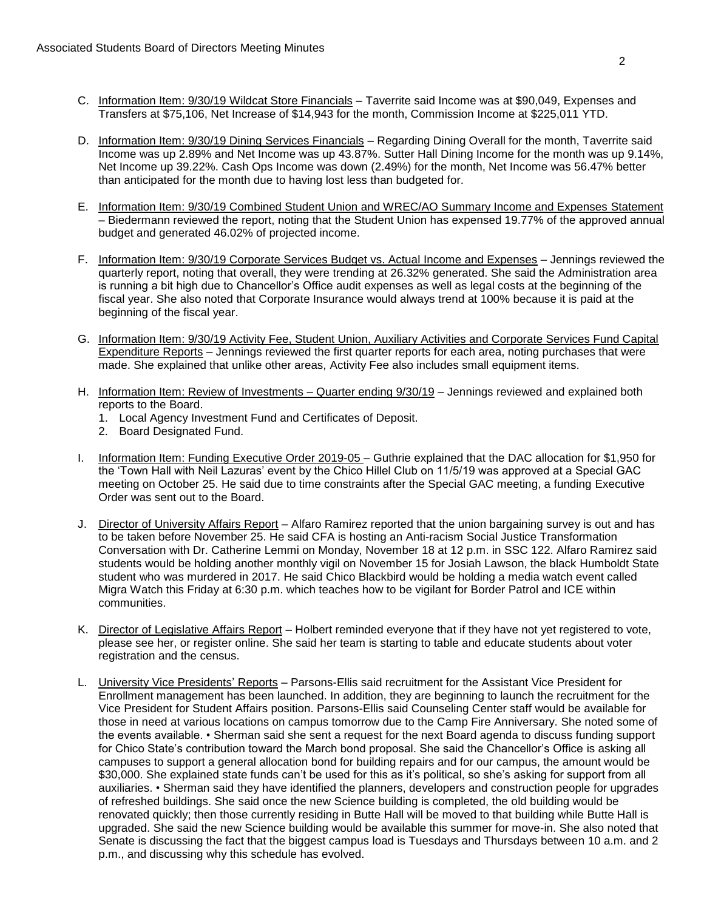C. <u>Information Item: 9/30/19 Wildcat Store Financials</u> – Taverrite said Income was at $90,049, Expenses and Transfers at $75,106, Net Increase of $14,943 for the month, Commission Income at $225,011 YTD.

D. <u>Information Item: 9/30/19 Dining Services Financials</u> – Regarding Dining Overall for the month, Taverrite said Income was up 2.89% and Net Income was up 43.87%. Sutter Hall Dining Income for the month was up 9.14%, Net Income up 39.22%. Cash Ops Income was down (2.49%) for the month, Net Income was 56.47% better than anticipated for the month due to having lost less than budgeted for.

E. <u>Information Item: 9/30/19 Combined Student Union and WREC/AO Summary Income and Expenses Statement</u> – Biedermann reviewed the report, noting that the Student Union has expensed 19.77% of the approved annual budget and generated 46.02% of projected income.

F. <u>Information Item: 9/30/19 Corporate Services Budget vs. Actual Income and Expenses</u> – Jennings reviewed the quarterly report, noting that overall, they were trending at 26.32% generated. She said the Administration area is running a bit high due to Chancellor's Office audit expenses as well as legal costs at the beginning of the fiscal year. She also noted that Corporate Insurance would always trend at 100% because it is paid at the beginning of the fiscal year.

G. <u>Information Item: 9/30/19 Activity Fee, Student Union, Auxiliary Activities and Corporate Services Fund Capital Expenditure Reports</u> – Jennings reviewed the first quarter reports for each area, noting purchases that were made. She explained that unlike other areas, Activity Fee also includes small equipment items.

H. <u>Information Item: Review of Investments – Quarter ending 9/30/19</u> – Jennings reviewed and explained both reports to the Board.
   1. Local Agency Investment Fund and Certificates of Deposit.
   2. Board Designated Fund.

I. <u>Information Item: Funding Executive Order 2019-05</u> – Guthrie explained that the DAC allocation for $1,950 for the 'Town Hall with Neil Lazuras' event by the Chico Hillel Club on 11/5/19 was approved at a Special GAC meeting on October 25. He said due to time constraints after the Special GAC meeting, a funding Executive Order was sent out to the Board.

J. <u>Director of University Affairs Report</u> – Alfaro Ramirez reported that the union bargaining survey is out and has to be taken before November 25. He said CFA is hosting an Anti-racism Social Justice Transformation Conversation with Dr. Catherine Lemmi on Monday, November 18 at 12 p.m. in SSC 122. Alfaro Ramirez said students would be holding another monthly vigil on November 15 for Josiah Lawson, the black Humboldt State student who was murdered in 2017. He said Chico Blackbird would be holding a media watch event called Migra Watch this Friday at 6:30 p.m. which teaches how to be vigilant for Border Patrol and ICE within communities.

K. <u>Director of Legislative Affairs Report</u> – Holbert reminded everyone that if they have not yet registered to vote, please see her, or register online. She said her team is starting to table and educate students about voter registration and the census.

L. <u>University Vice Presidents' Reports</u> – Parsons-Ellis said recruitment for the Assistant Vice President for Enrollment management has been launched. In addition, they are beginning to launch the recruitment for the Vice President for Student Affairs position. Parsons-Ellis said Counseling Center staff would be available for those in need at various locations on campus tomorrow due to the Camp Fire Anniversary. She noted some of the events available. • Sherman said she sent a request for the next Board agenda to discuss funding support for Chico State's contribution toward the March bond proposal. She said the Chancellor's Office is asking all campuses to support a general allocation bond for building repairs and for our campus, the amount would be $30,000. She explained state funds can't be used for this as it's political, so she's asking for support from all auxiliaries. • Sherman said they have identified the planners, developers and construction people for upgrades of refreshed buildings. She said once the new Science building is completed, the old building would be renovated quickly; then those currently residing in Butte Hall will be moved to that building while Butte Hall is upgraded. She said the new Science building would be available this summer for move-in. She also noted that Senate is discussing the fact that the biggest campus load is Tuesdays and Thursdays between 10 a.m. and 2 p.m., and discussing why this schedule has evolved.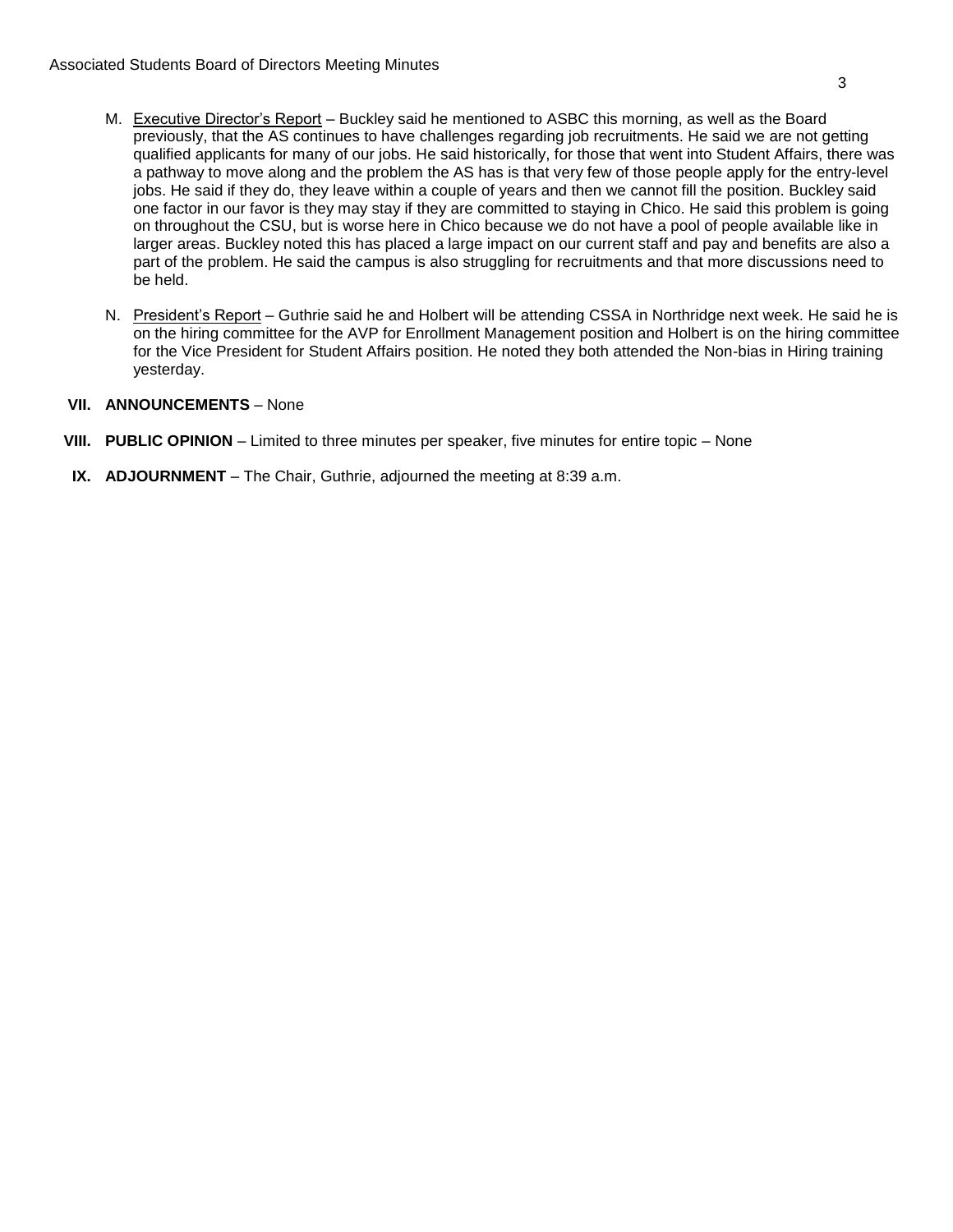M. <u>Executive Director's Report</u> – Buckley said he mentioned to ASBC this morning, as well as the Board previously, that the AS continues to have challenges regarding job recruitments. He said we are not getting qualified applicants for many of our jobs. He said historically, for those that went into Student Affairs, there was a pathway to move along and the problem the AS has is that very few of those people apply for the entry-level jobs. He said if they do, they leave within a couple of years and then we cannot fill the position. Buckley said one factor in our favor is they may stay if they are committed to staying in Chico. He said this problem is going on throughout the CSU, but is worse here in Chico because we do not have a pool of people available like in larger areas. Buckley noted this has placed a large impact on our current staff and pay and benefits are also a part of the problem. He said the campus is also struggling for recruitments and that more discussions need to be held.

N. <u>President's Report</u> – Guthrie said he and Holbert will be attending CSSA in Northridge next week. He said he is on the hiring committee for the AVP for Enrollment Management position and Holbert is on the hiring committee for the Vice President for Student Affairs position. He noted they both attended the Non-bias in Hiring training yesterday.

**VII. ANNOUNCEMENTS** – None

**VIII. PUBLIC OPINION** – Limited to three minutes per speaker, five minutes for entire topic – None

**IX. ADJOURNMENT** – The Chair, Guthrie, adjourned the meeting at 8:39 a.m.